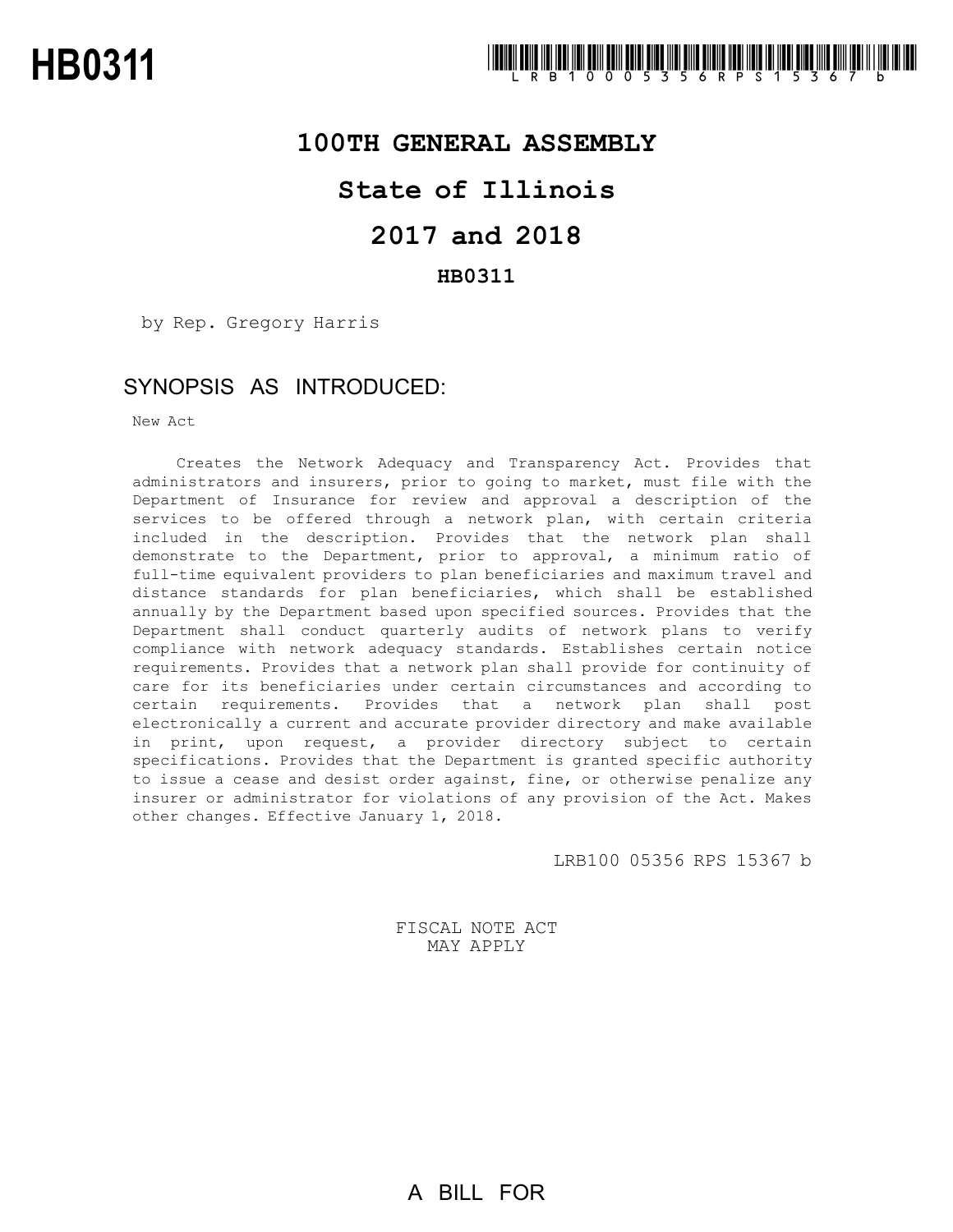# HB0311

LRB100 05356 RPS 15367 b

## 100TH GENERAL ASSEMBLY

## State of Illinois

## 2017 and 2018

### HB0311

by Rep. Gregory Harris

### SYNOPSIS AS INTRODUCED:

New Act

Creates the Network Adequacy and Transparency Act. Provides that administrators and insurers, prior to going to market, must file with the Department of Insurance for review and approval a description of the services to be offered through a network plan, with certain criteria included in the description. Provides that the network plan shall demonstrate to the Department, prior to approval, a minimum ratio of full-time equivalent providers to plan beneficiaries and maximum travel and distance standards for plan beneficiaries, which shall be established annually by the Department based upon specified sources. Provides that the Department shall conduct quarterly audits of network plans to verify compliance with network adequacy standards. Establishes certain notice requirements. Provides that a network plan shall provide for continuity of care for its beneficiaries under certain circumstances and according to certain requirements. Provides that a network plan shall post electronically a current and accurate provider directory and make available in print, upon request, a provider directory subject to certain specifications. Provides that the Department is granted specific authority to issue a cease and desist order against, fine, or otherwise penalize any insurer or administrator for violations of any provision of the Act. Makes other changes. Effective January 1, 2018.

LRB100 05356 RPS 15367 b

FISCAL NOTE ACT
MAY APPLY

A BILL FOR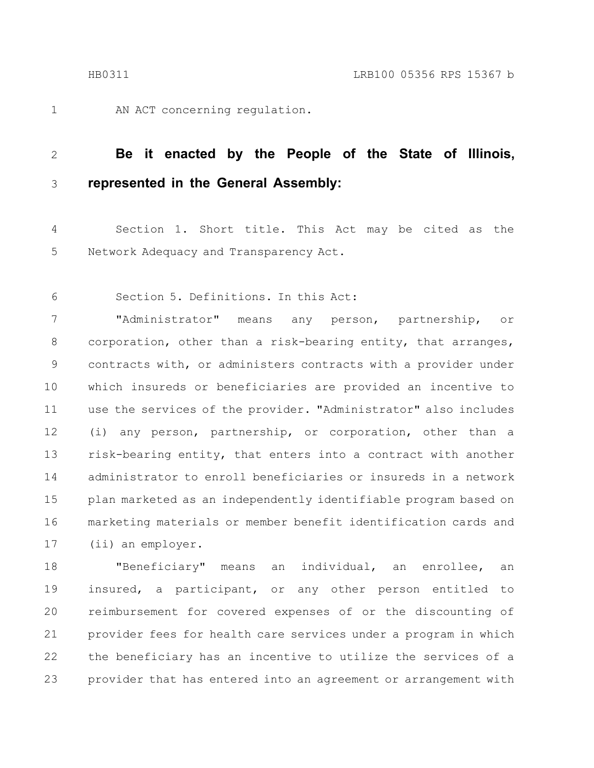AN ACT concerning regulation.

**Be it enacted by the People of the State of Illinois, represented in the General Assembly:**

Section 1. Short title. This Act may be cited as the Network Adequacy and Transparency Act.

Section 5. Definitions. In this Act:

"Administrator" means any person, partnership, or corporation, other than a risk-bearing entity, that arranges, contracts with, or administers contracts with a provider under which insureds or beneficiaries are provided an incentive to use the services of the provider. "Administrator" also includes (i) any person, partnership, or corporation, other than a risk-bearing entity, that enters into a contract with another administrator to enroll beneficiaries or insureds in a network plan marketed as an independently identifiable program based on marketing materials or member benefit identification cards and (ii) an employer.

"Beneficiary" means an individual, an enrollee, an insured, a participant, or any other person entitled to reimbursement for covered expenses of or the discounting of provider fees for health care services under a program in which the beneficiary has an incentive to utilize the services of a provider that has entered into an agreement or arrangement with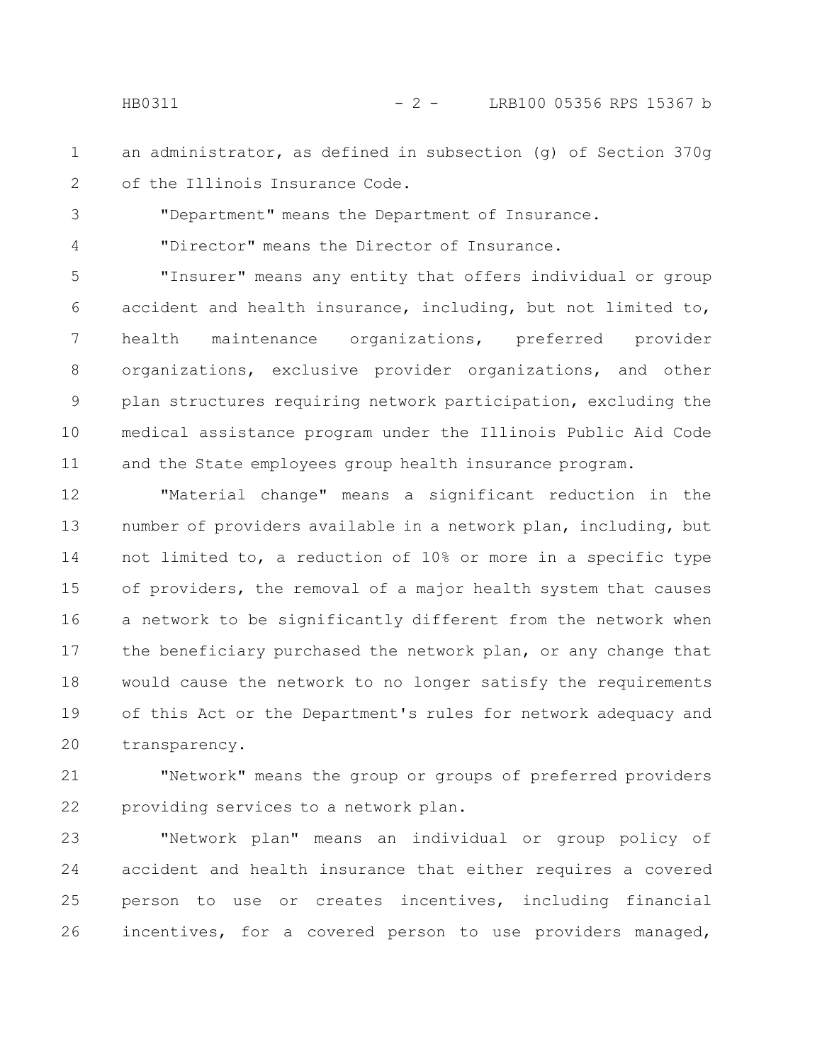an administrator, as defined in subsection (g) of Section 370g of the Illinois Insurance Code.

"Department" means the Department of Insurance.

"Director" means the Director of Insurance.

"Insurer" means any entity that offers individual or group accident and health insurance, including, but not limited to, health maintenance organizations, preferred provider organizations, exclusive provider organizations, and other plan structures requiring network participation, excluding the medical assistance program under the Illinois Public Aid Code and the State employees group health insurance program.

"Material change" means a significant reduction in the number of providers available in a network plan, including, but not limited to, a reduction of 10% or more in a specific type of providers, the removal of a major health system that causes a network to be significantly different from the network when the beneficiary purchased the network plan, or any change that would cause the network to no longer satisfy the requirements of this Act or the Department's rules for network adequacy and transparency.

"Network" means the group or groups of preferred providers providing services to a network plan.

"Network plan" means an individual or group policy of accident and health insurance that either requires a covered person to use or creates incentives, including financial incentives, for a covered person to use providers managed,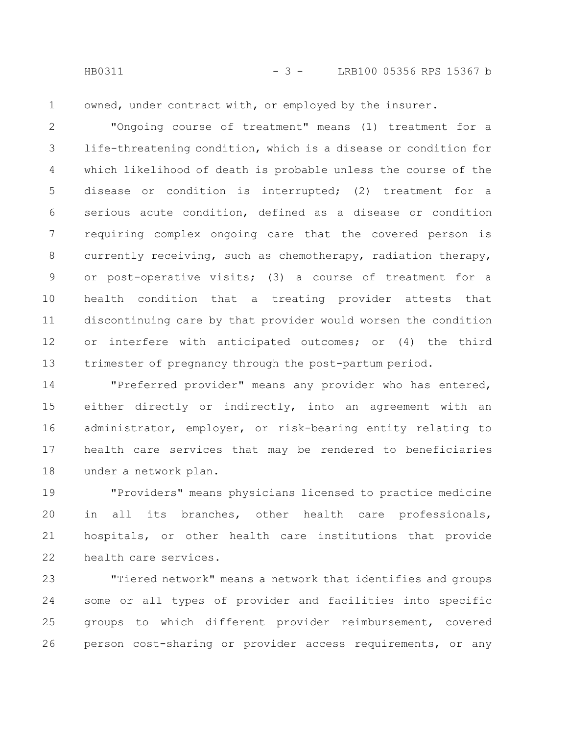owned, under contract with, or employed by the insurer.

"Ongoing course of treatment" means (1) treatment for a life-threatening condition, which is a disease or condition for which likelihood of death is probable unless the course of the disease or condition is interrupted; (2) treatment for a serious acute condition, defined as a disease or condition requiring complex ongoing care that the covered person is currently receiving, such as chemotherapy, radiation therapy, or post-operative visits; (3) a course of treatment for a health condition that a treating provider attests that discontinuing care by that provider would worsen the condition or interfere with anticipated outcomes; or (4) the third trimester of pregnancy through the post-partum period.

"Preferred provider" means any provider who has entered, either directly or indirectly, into an agreement with an administrator, employer, or risk-bearing entity relating to health care services that may be rendered to beneficiaries under a network plan.

"Providers" means physicians licensed to practice medicine in all its branches, other health care professionals, hospitals, or other health care institutions that provide health care services.

"Tiered network" means a network that identifies and groups some or all types of provider and facilities into specific groups to which different provider reimbursement, covered person cost-sharing or provider access requirements, or any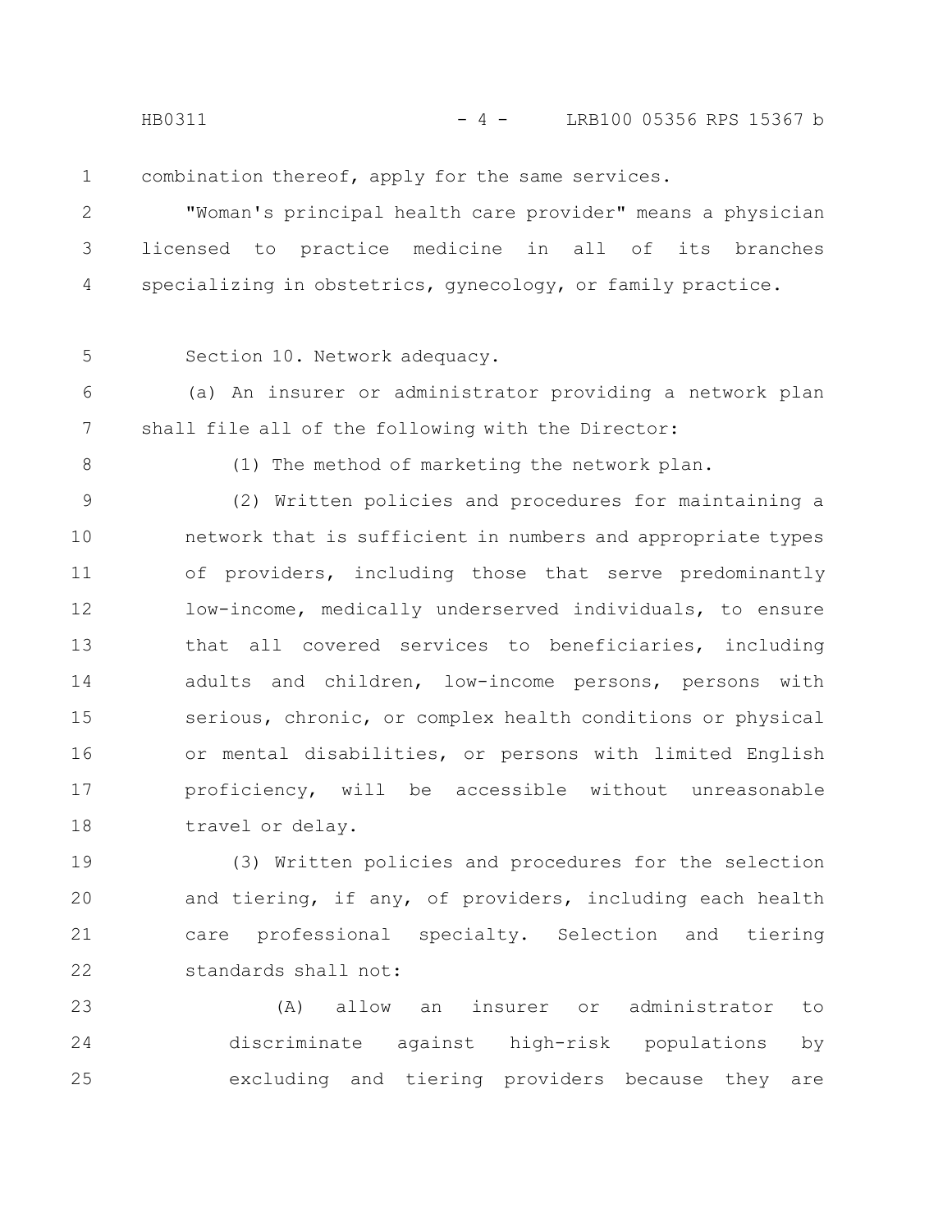combination thereof, apply for the same services.

"Woman's principal health care provider" means a physician licensed to practice medicine in all of its branches specializing in obstetrics, gynecology, or family practice.

Section 10. Network adequacy.

(a) An insurer or administrator providing a network plan shall file all of the following with the Director:

(1) The method of marketing the network plan.

(2) Written policies and procedures for maintaining a network that is sufficient in numbers and appropriate types of providers, including those that serve predominantly low-income, medically underserved individuals, to ensure that all covered services to beneficiaries, including adults and children, low-income persons, persons with serious, chronic, or complex health conditions or physical or mental disabilities, or persons with limited English proficiency, will be accessible without unreasonable travel or delay.

(3) Written policies and procedures for the selection and tiering, if any, of providers, including each health care professional specialty. Selection and tiering standards shall not:

(A) allow an insurer or administrator to discriminate against high-risk populations by excluding and tiering providers because they are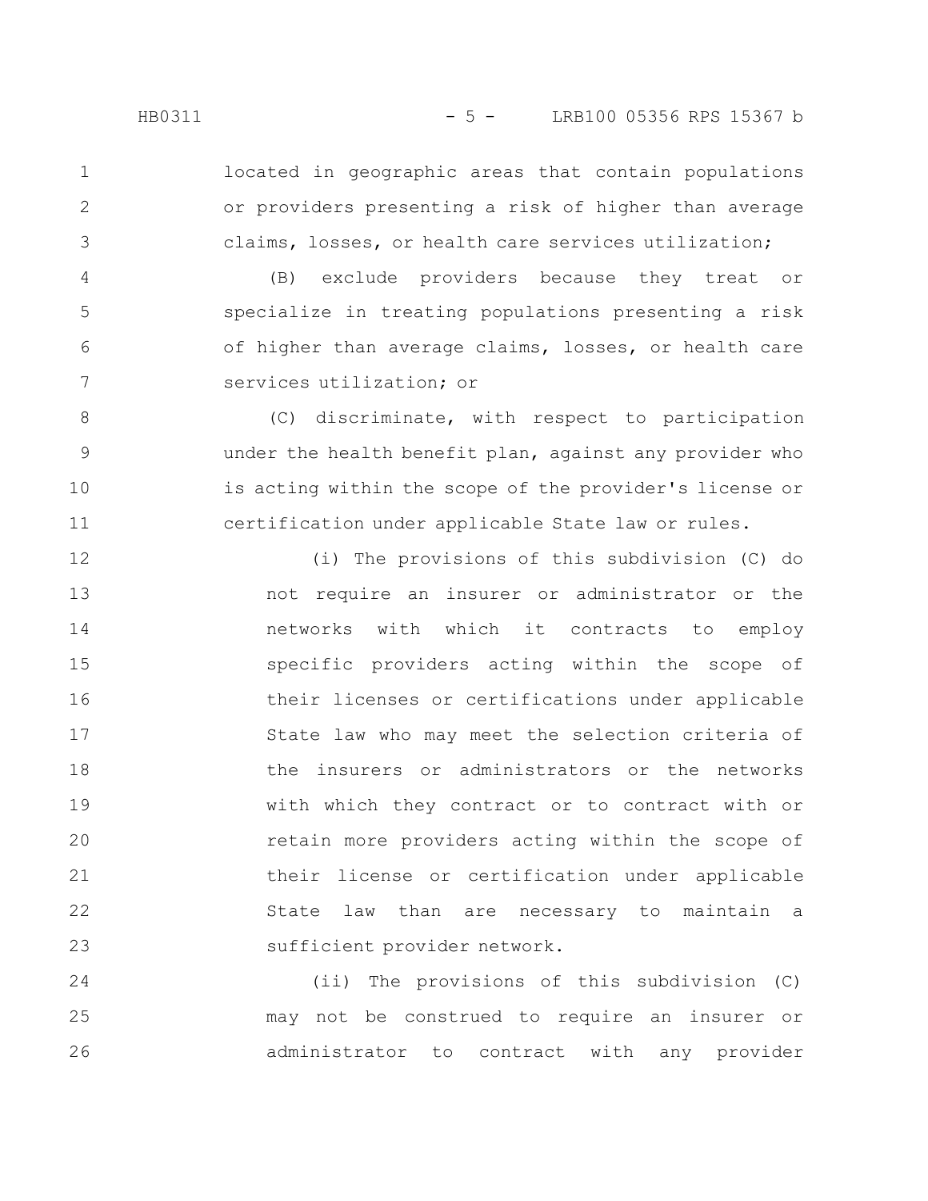located in geographic areas that contain populations or providers presenting a risk of higher than average claims, losses, or health care services utilization;

(B) exclude providers because they treat or specialize in treating populations presenting a risk of higher than average claims, losses, or health care services utilization; or

(C) discriminate, with respect to participation under the health benefit plan, against any provider who is acting within the scope of the provider's license or certification under applicable State law or rules.

(i) The provisions of this subdivision (C) do not require an insurer or administrator or the networks with which it contracts to employ specific providers acting within the scope of their licenses or certifications under applicable State law who may meet the selection criteria of the insurers or administrators or the networks with which they contract or to contract with or retain more providers acting within the scope of their license or certification under applicable State law than are necessary to maintain a sufficient provider network.

(ii) The provisions of this subdivision (C) may not be construed to require an insurer or administrator to contract with any provider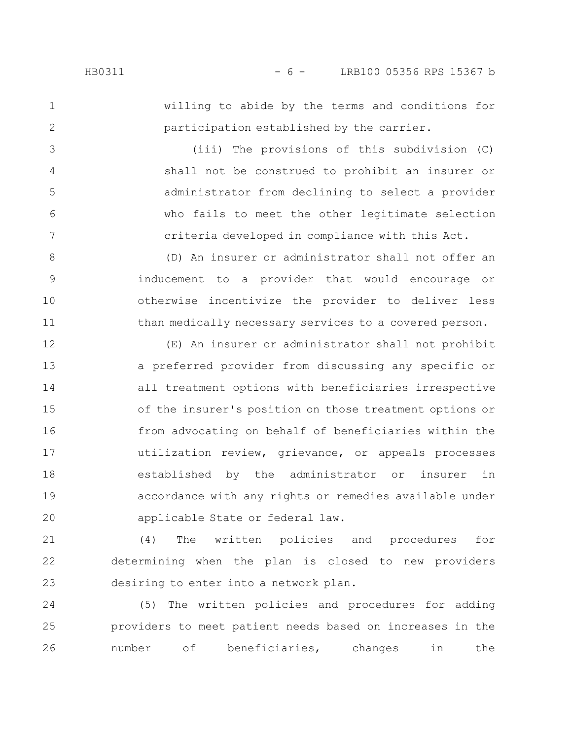willing to abide by the terms and conditions for participation established by the carrier.

(iii) The provisions of this subdivision (C) shall not be construed to prohibit an insurer or administrator from declining to select a provider who fails to meet the other legitimate selection criteria developed in compliance with this Act.

(D) An insurer or administrator shall not offer an inducement to a provider that would encourage or otherwise incentivize the provider to deliver less than medically necessary services to a covered person.

(E) An insurer or administrator shall not prohibit a preferred provider from discussing any specific or all treatment options with beneficiaries irrespective of the insurer's position on those treatment options or from advocating on behalf of beneficiaries within the utilization review, grievance, or appeals processes established by the administrator or insurer in accordance with any rights or remedies available under applicable State or federal law.

(4) The written policies and procedures for determining when the plan is closed to new providers desiring to enter into a network plan.

(5) The written policies and procedures for adding providers to meet patient needs based on increases in the number of beneficiaries, changes in the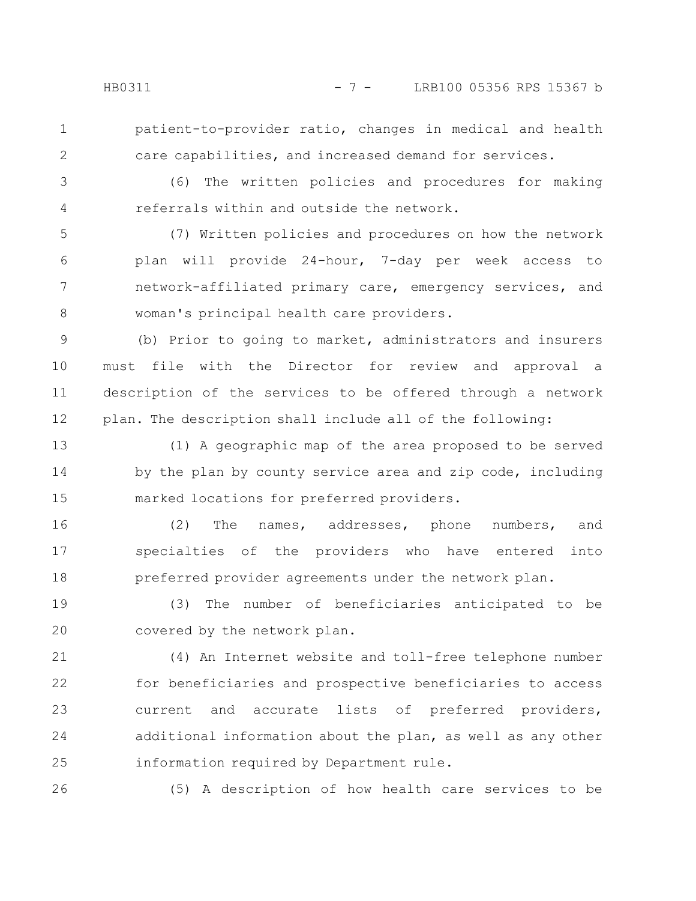patient-to-provider ratio, changes in medical and health care capabilities, and increased demand for services.

(6) The written policies and procedures for making referrals within and outside the network.

(7) Written policies and procedures on how the network plan will provide 24-hour, 7-day per week access to network-affiliated primary care, emergency services, and woman's principal health care providers.

(b) Prior to going to market, administrators and insurers must file with the Director for review and approval a description of the services to be offered through a network plan. The description shall include all of the following:

(1) A geographic map of the area proposed to be served by the plan by county service area and zip code, including marked locations for preferred providers.

(2) The names, addresses, phone numbers, and specialties of the providers who have entered into preferred provider agreements under the network plan.

(3) The number of beneficiaries anticipated to be covered by the network plan.

(4) An Internet website and toll-free telephone number for beneficiaries and prospective beneficiaries to access current and accurate lists of preferred providers, additional information about the plan, as well as any other information required by Department rule.

(5) A description of how health care services to be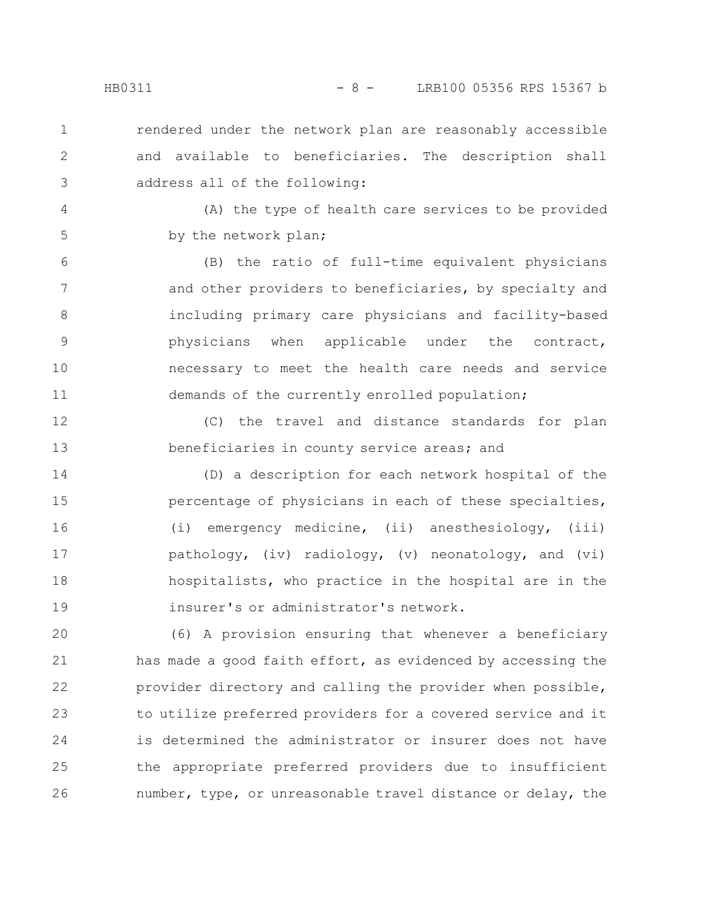rendered under the network plan are reasonably accessible and available to beneficiaries. The description shall address all of the following:

(A) the type of health care services to be provided by the network plan;

(B) the ratio of full-time equivalent physicians and other providers to beneficiaries, by specialty and including primary care physicians and facility-based physicians when applicable under the contract, necessary to meet the health care needs and service demands of the currently enrolled population;

(C) the travel and distance standards for plan beneficiaries in county service areas; and

(D) a description for each network hospital of the percentage of physicians in each of these specialties, (i) emergency medicine, (ii) anesthesiology, (iii) pathology, (iv) radiology, (v) neonatology, and (vi) hospitalists, who practice in the hospital are in the insurer's or administrator's network.

(6) A provision ensuring that whenever a beneficiary has made a good faith effort, as evidenced by accessing the provider directory and calling the provider when possible, to utilize preferred providers for a covered service and it is determined the administrator or insurer does not have the appropriate preferred providers due to insufficient number, type, or unreasonable travel distance or delay, the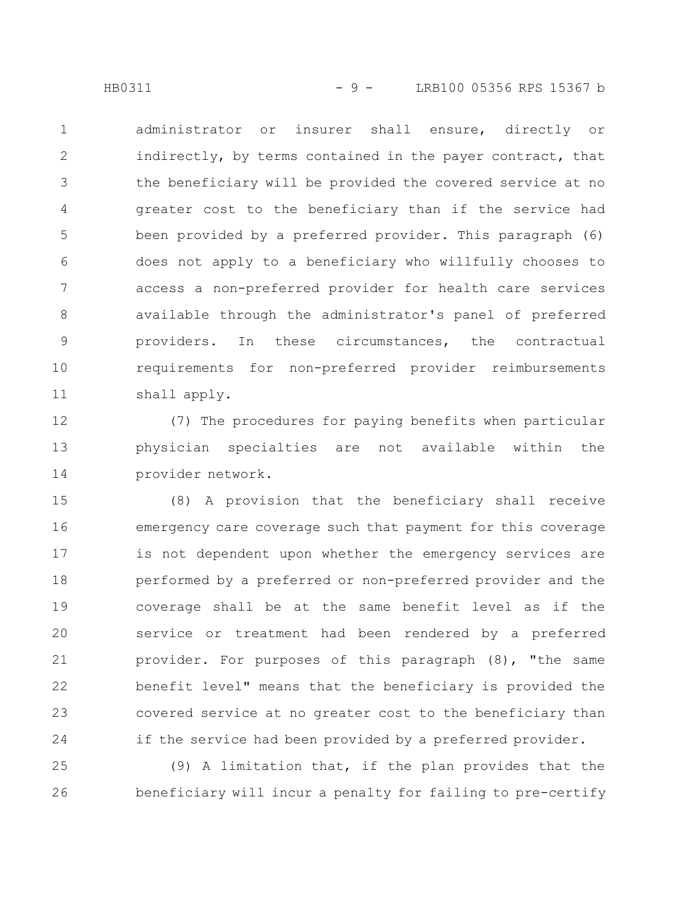administrator or insurer shall ensure, directly or indirectly, by terms contained in the payer contract, that the beneficiary will be provided the covered service at no greater cost to the beneficiary than if the service had been provided by a preferred provider. This paragraph (6) does not apply to a beneficiary who willfully chooses to access a non-preferred provider for health care services available through the administrator's panel of preferred providers. In these circumstances, the contractual requirements for non-preferred provider reimbursements shall apply.

(7) The procedures for paying benefits when particular physician specialties are not available within the provider network.

(8) A provision that the beneficiary shall receive emergency care coverage such that payment for this coverage is not dependent upon whether the emergency services are performed by a preferred or non-preferred provider and the coverage shall be at the same benefit level as if the service or treatment had been rendered by a preferred provider. For purposes of this paragraph (8), "the same benefit level" means that the beneficiary is provided the covered service at no greater cost to the beneficiary than if the service had been provided by a preferred provider.

(9) A limitation that, if the plan provides that the beneficiary will incur a penalty for failing to pre-certify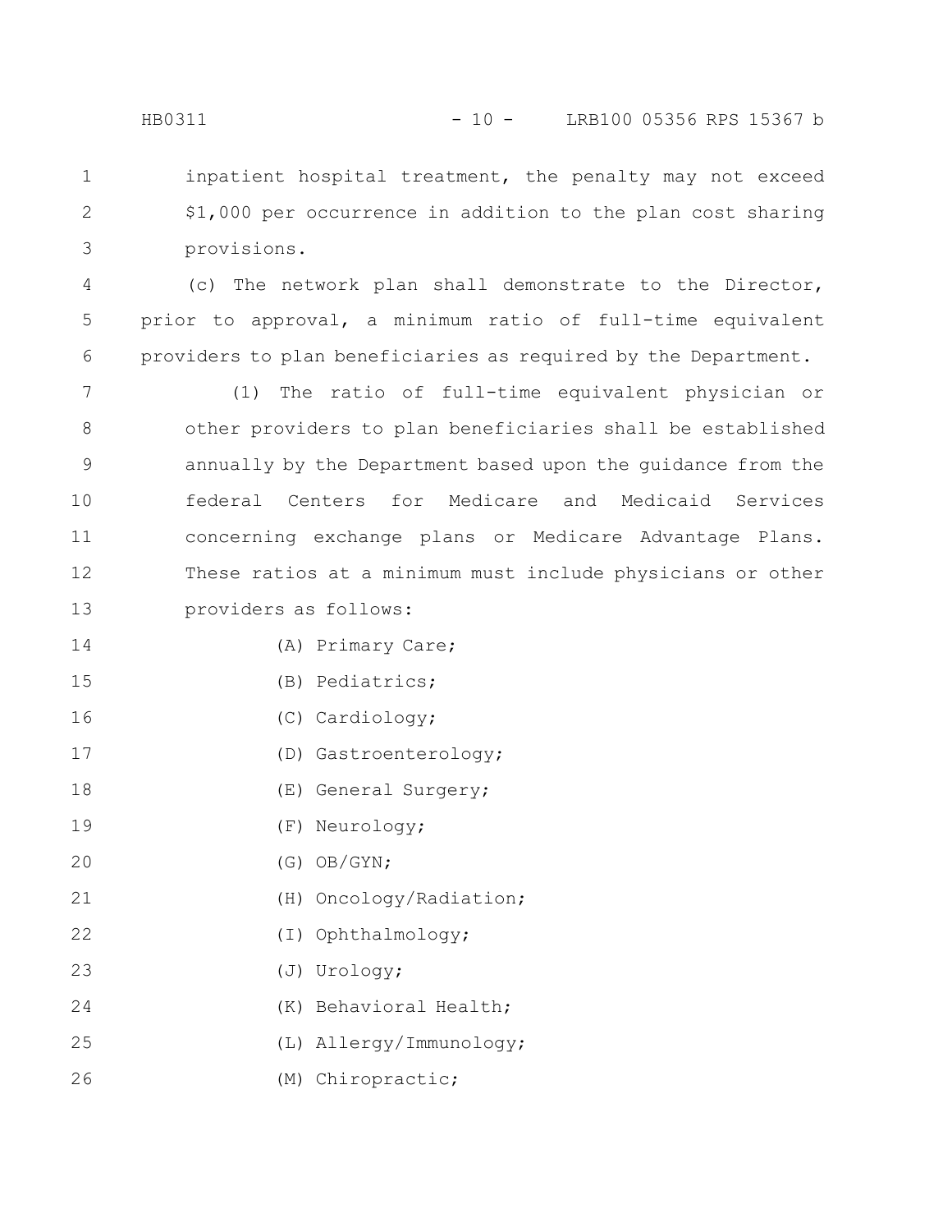inpatient hospital treatment, the penalty may not exceed $1,000 per occurrence in addition to the plan cost sharing provisions.

(c) The network plan shall demonstrate to the Director, prior to approval, a minimum ratio of full-time equivalent providers to plan beneficiaries as required by the Department.

(1) The ratio of full-time equivalent physician or other providers to plan beneficiaries shall be established annually by the Department based upon the guidance from the federal Centers for Medicare and Medicaid Services concerning exchange plans or Medicare Advantage Plans. These ratios at a minimum must include physicians or other providers as follows:

(A) Primary Care;

(B) Pediatrics;

(C) Cardiology;

(D) Gastroenterology;

(E) General Surgery;

(F) Neurology;

(G) OB/GYN;

(H) Oncology/Radiation;

(I) Ophthalmology;

(J) Urology;

(K) Behavioral Health;

(L) Allergy/Immunology;

(M) Chiropractic;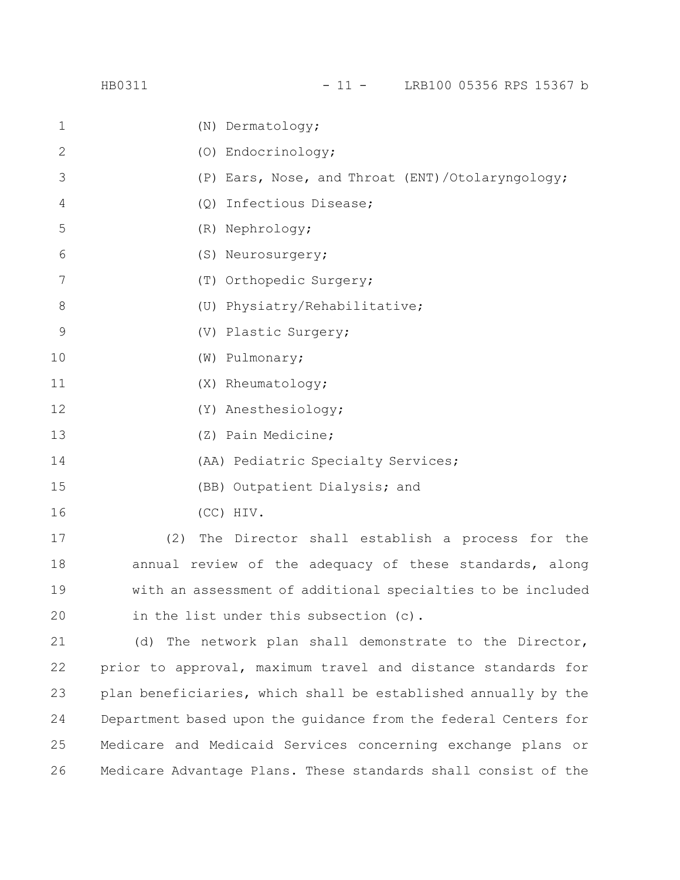(N) Dermatology;

(O) Endocrinology;

(P) Ears, Nose, and Throat (ENT)/Otolaryngology;

(Q) Infectious Disease;

(R) Nephrology;

(S) Neurosurgery;

(T) Orthopedic Surgery;

(U) Physiatry/Rehabilitative;

(V) Plastic Surgery;

(W) Pulmonary;

(X) Rheumatology;

(Y) Anesthesiology;

(Z) Pain Medicine;

(AA) Pediatric Specialty Services;

(BB) Outpatient Dialysis; and

(CC) HIV.

(2) The Director shall establish a process for the annual review of the adequacy of these standards, along with an assessment of additional specialties to be included in the list under this subsection (c).

(d) The network plan shall demonstrate to the Director, prior to approval, maximum travel and distance standards for plan beneficiaries, which shall be established annually by the Department based upon the guidance from the federal Centers for Medicare and Medicaid Services concerning exchange plans or Medicare Advantage Plans. These standards shall consist of the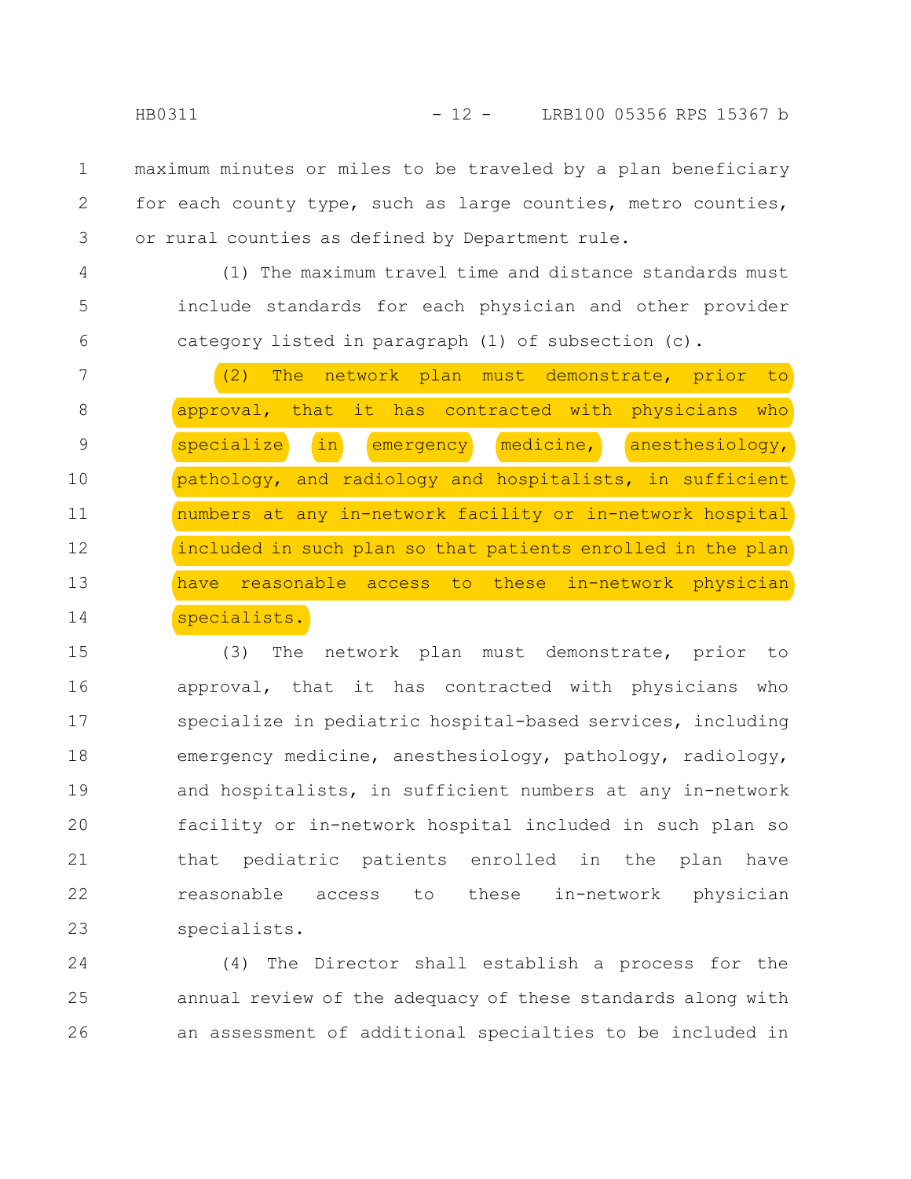maximum minutes or miles to be traveled by a plan beneficiary for each county type, such as large counties, metro counties, or rural counties as defined by Department rule.

(1) The maximum travel time and distance standards must include standards for each physician and other provider category listed in paragraph (1) of subsection (c).

(2) The network plan must demonstrate, prior to approval, that it has contracted with physicians who specialize in emergency medicine, anesthesiology, pathology, and radiology and hospitalists, in sufficient numbers at any in-network facility or in-network hospital included in such plan so that patients enrolled in the plan have reasonable access to these in-network physician specialists.

(3) The network plan must demonstrate, prior to approval, that it has contracted with physicians who specialize in pediatric hospital-based services, including emergency medicine, anesthesiology, pathology, radiology, and hospitalists, in sufficient numbers at any in-network facility or in-network hospital included in such plan so that pediatric patients enrolled in the plan have reasonable access to these in-network physician specialists.

(4) The Director shall establish a process for the annual review of the adequacy of these standards along with an assessment of additional specialties to be included in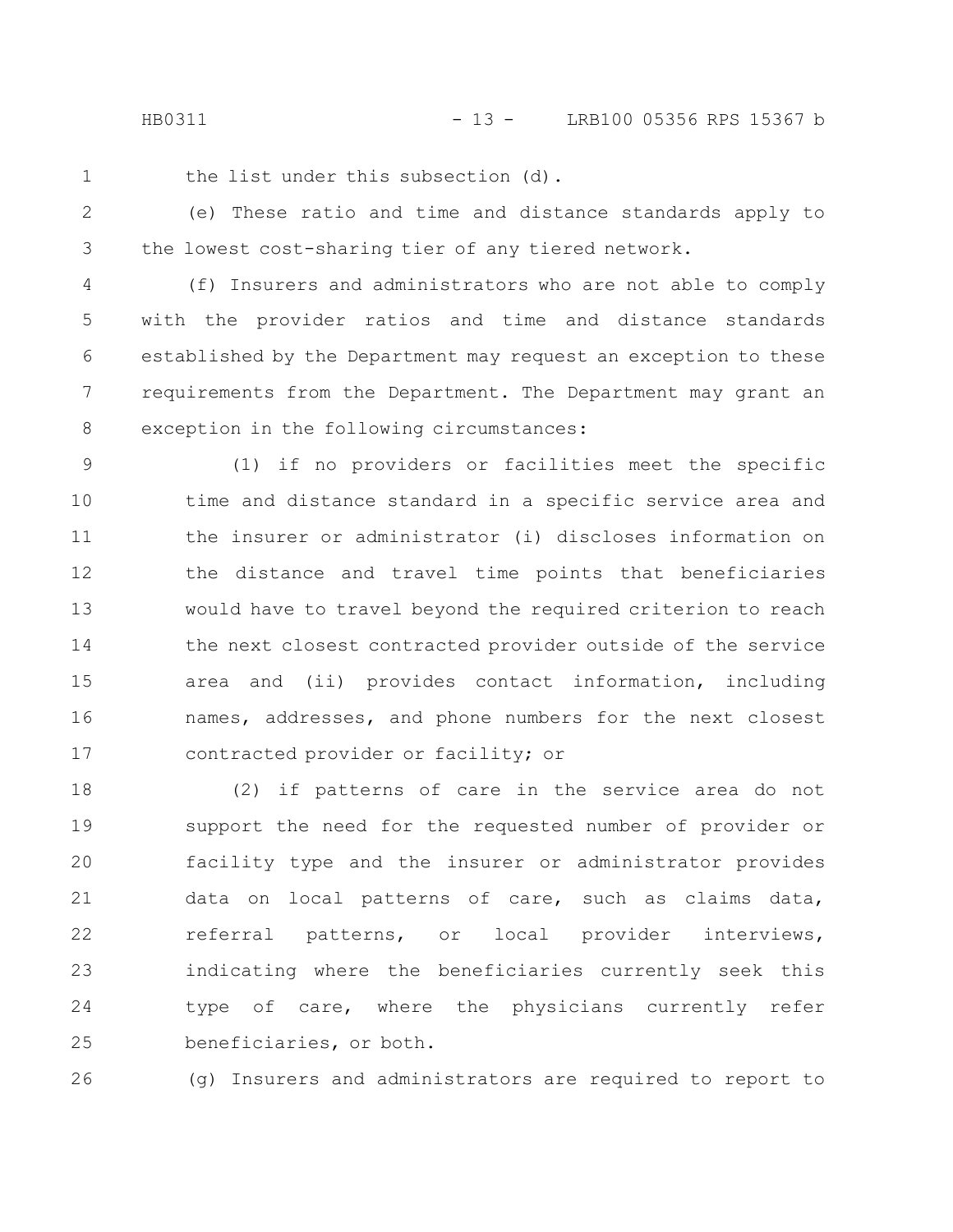the list under this subsection (d).

(e) These ratio and time and distance standards apply to the lowest cost-sharing tier of any tiered network.

(f) Insurers and administrators who are not able to comply with the provider ratios and time and distance standards established by the Department may request an exception to these requirements from the Department. The Department may grant an exception in the following circumstances:

(1) if no providers or facilities meet the specific time and distance standard in a specific service area and the insurer or administrator (i) discloses information on the distance and travel time points that beneficiaries would have to travel beyond the required criterion to reach the next closest contracted provider outside of the service area and (ii) provides contact information, including names, addresses, and phone numbers for the next closest contracted provider or facility; or

(2) if patterns of care in the service area do not support the need for the requested number of provider or facility type and the insurer or administrator provides data on local patterns of care, such as claims data, referral patterns, or local provider interviews, indicating where the beneficiaries currently seek this type of care, where the physicians currently refer beneficiaries, or both.

(g) Insurers and administrators are required to report to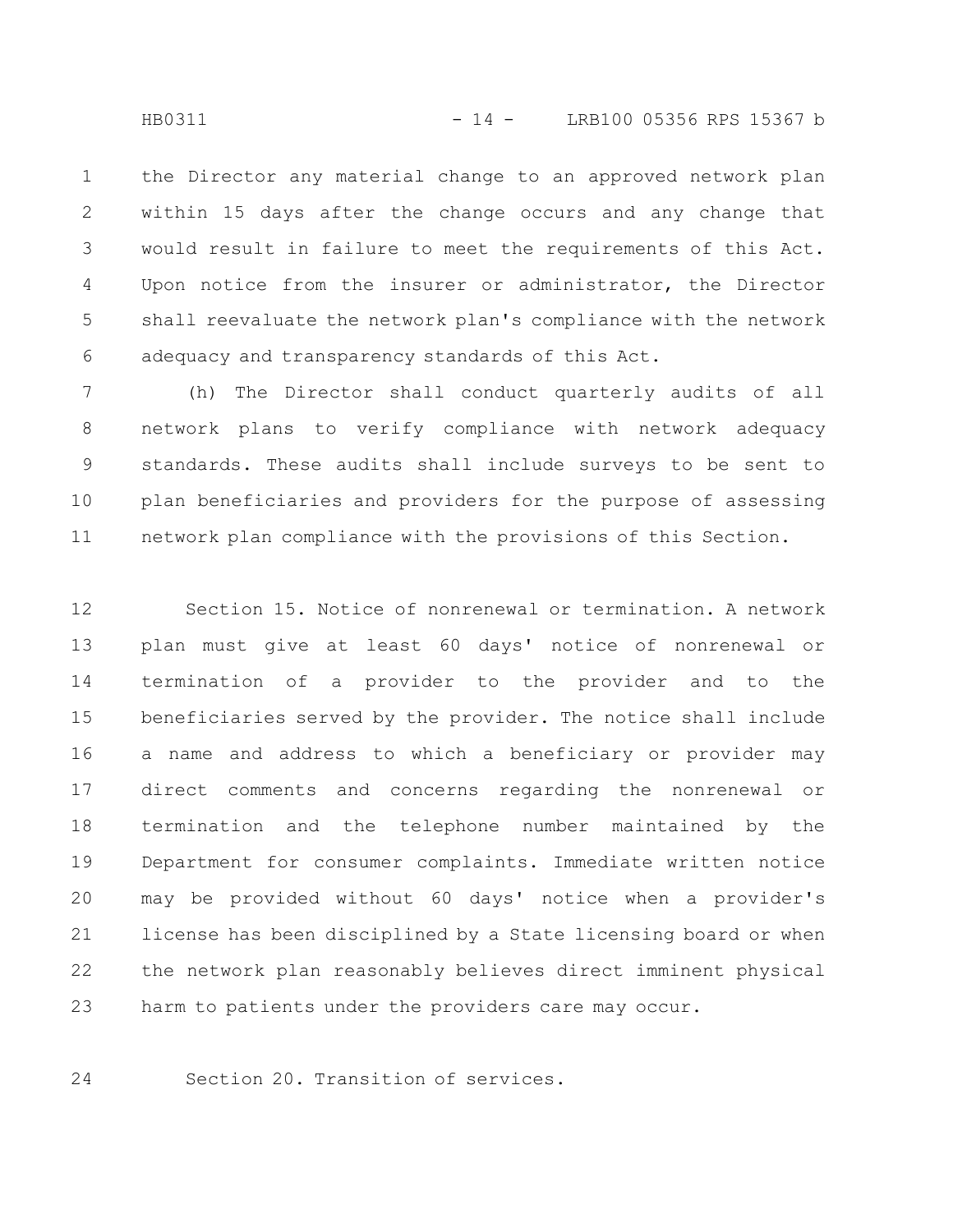the Director any material change to an approved network plan within 15 days after the change occurs and any change that would result in failure to meet the requirements of this Act. Upon notice from the insurer or administrator, the Director shall reevaluate the network plan's compliance with the network adequacy and transparency standards of this Act.

(h) The Director shall conduct quarterly audits of all network plans to verify compliance with network adequacy standards. These audits shall include surveys to be sent to plan beneficiaries and providers for the purpose of assessing network plan compliance with the provisions of this Section.

Section 15. Notice of nonrenewal or termination. A network plan must give at least 60 days' notice of nonrenewal or termination of a provider to the provider and to the beneficiaries served by the provider. The notice shall include a name and address to which a beneficiary or provider may direct comments and concerns regarding the nonrenewal or termination and the telephone number maintained by the Department for consumer complaints. Immediate written notice may be provided without 60 days' notice when a provider's license has been disciplined by a State licensing board or when the network plan reasonably believes direct imminent physical harm to patients under the providers care may occur.

Section 20. Transition of services.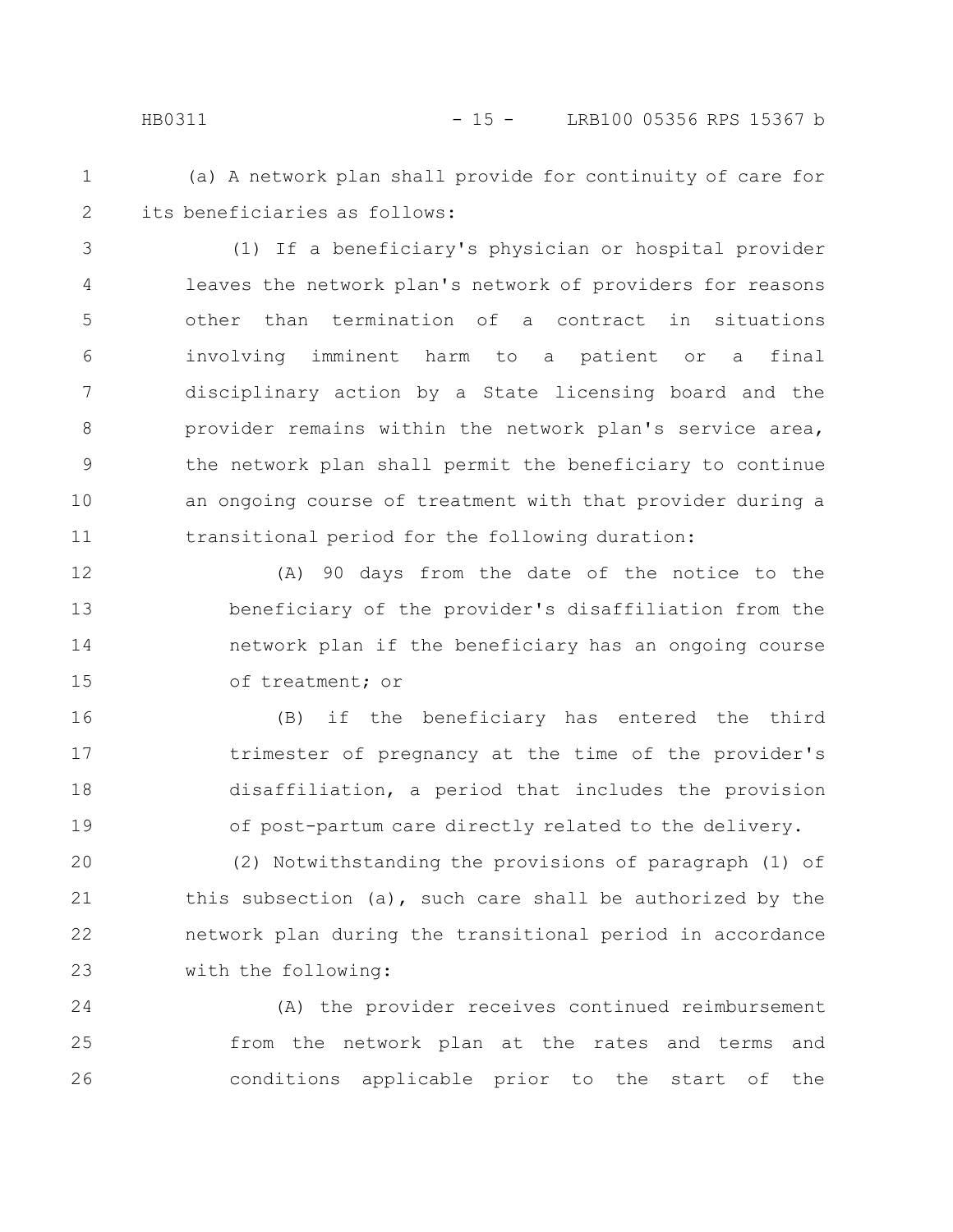(a) A network plan shall provide for continuity of care for its beneficiaries as follows:

(1) If a beneficiary's physician or hospital provider leaves the network plan's network of providers for reasons other than termination of a contract in situations involving imminent harm to a patient or a final disciplinary action by a State licensing board and the provider remains within the network plan's service area, the network plan shall permit the beneficiary to continue an ongoing course of treatment with that provider during a transitional period for the following duration:

(A) 90 days from the date of the notice to the beneficiary of the provider's disaffiliation from the network plan if the beneficiary has an ongoing course of treatment; or

(B) if the beneficiary has entered the third trimester of pregnancy at the time of the provider's disaffiliation, a period that includes the provision of post-partum care directly related to the delivery.

(2) Notwithstanding the provisions of paragraph (1) of this subsection (a), such care shall be authorized by the network plan during the transitional period in accordance with the following:

(A) the provider receives continued reimbursement from the network plan at the rates and terms and conditions applicable prior to the start of the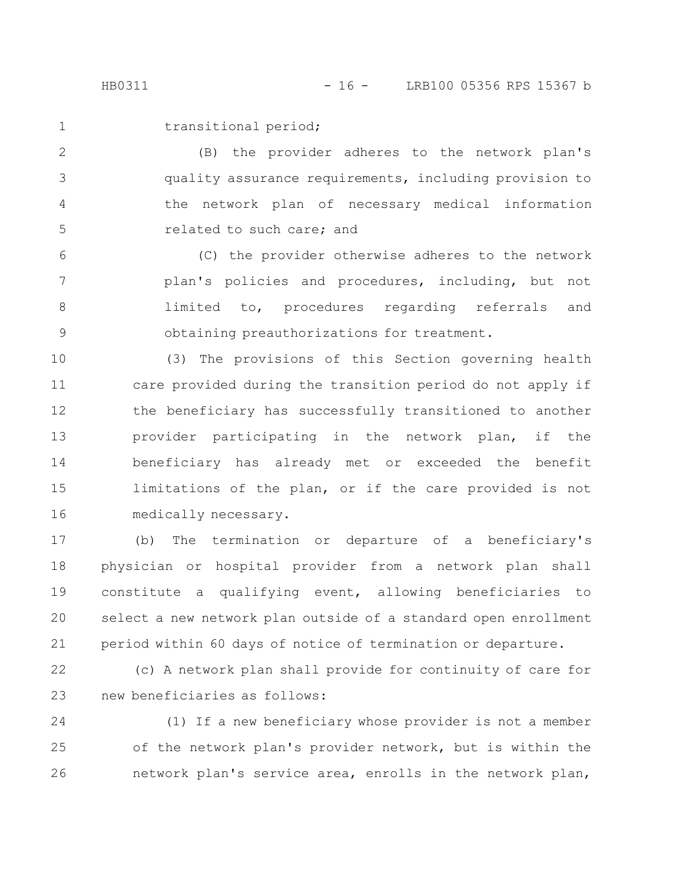transitional period;

(B) the provider adheres to the network plan's quality assurance requirements, including provision to the network plan of necessary medical information related to such care; and

(C) the provider otherwise adheres to the network plan's policies and procedures, including, but not limited to, procedures regarding referrals and obtaining preauthorizations for treatment.

(3) The provisions of this Section governing health care provided during the transition period do not apply if the beneficiary has successfully transitioned to another provider participating in the network plan, if the beneficiary has already met or exceeded the benefit limitations of the plan, or if the care provided is not medically necessary.

(b) The termination or departure of a beneficiary's physician or hospital provider from a network plan shall constitute a qualifying event, allowing beneficiaries to select a new network plan outside of a standard open enrollment period within 60 days of notice of termination or departure.

(c) A network plan shall provide for continuity of care for new beneficiaries as follows:

(1) If a new beneficiary whose provider is not a member of the network plan's provider network, but is within the network plan's service area, enrolls in the network plan,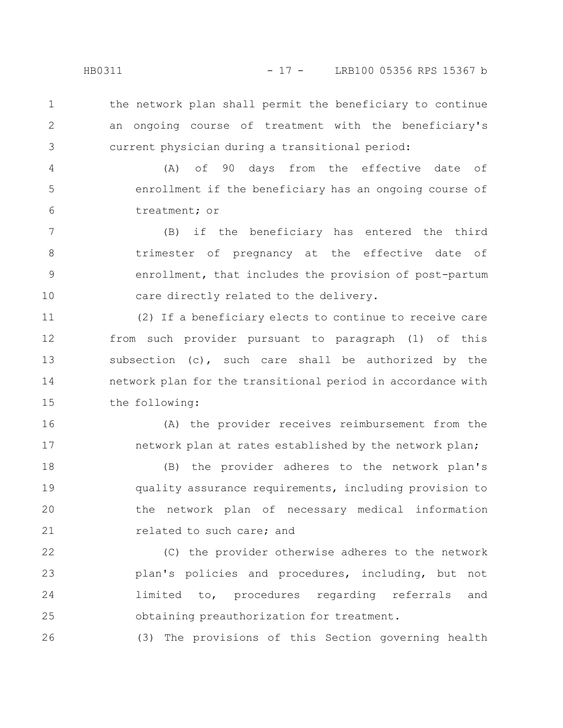the network plan shall permit the beneficiary to continue an ongoing course of treatment with the beneficiary's current physician during a transitional period:

(A) of 90 days from the effective date of enrollment if the beneficiary has an ongoing course of treatment; or

(B) if the beneficiary has entered the third trimester of pregnancy at the effective date of enrollment, that includes the provision of post-partum care directly related to the delivery.

(2) If a beneficiary elects to continue to receive care from such provider pursuant to paragraph (1) of this subsection (c), such care shall be authorized by the network plan for the transitional period in accordance with the following:

(A) the provider receives reimbursement from the network plan at rates established by the network plan;

(B) the provider adheres to the network plan's quality assurance requirements, including provision to the network plan of necessary medical information related to such care; and

(C) the provider otherwise adheres to the network plan's policies and procedures, including, but not limited to, procedures regarding referrals and obtaining preauthorization for treatment.

(3) The provisions of this Section governing health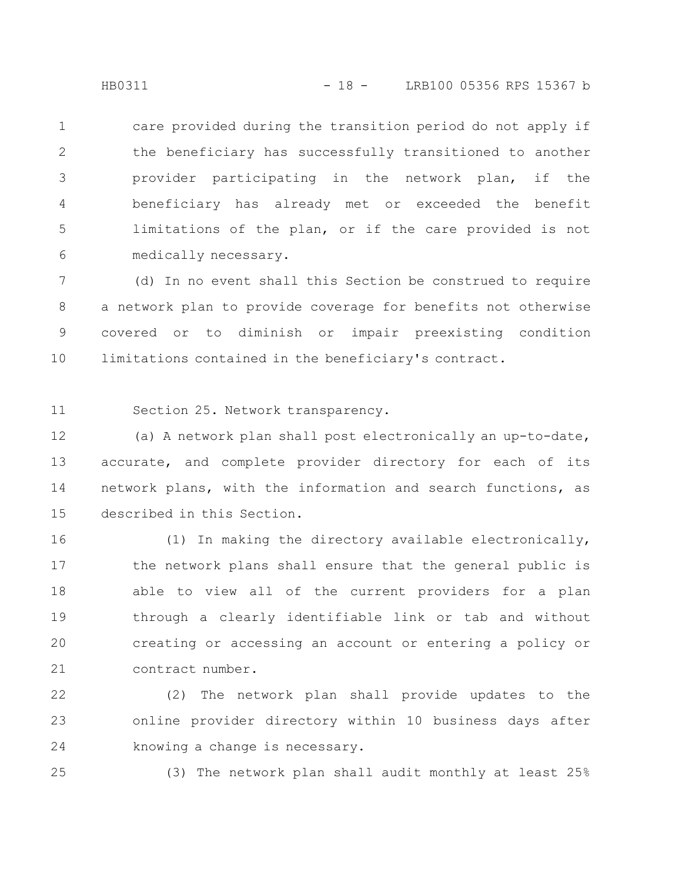care provided during the transition period do not apply if the beneficiary has successfully transitioned to another provider participating in the network plan, if the beneficiary has already met or exceeded the benefit limitations of the plan, or if the care provided is not medically necessary.

(d) In no event shall this Section be construed to require a network plan to provide coverage for benefits not otherwise covered or to diminish or impair preexisting condition limitations contained in the beneficiary's contract.

Section 25. Network transparency.

(a) A network plan shall post electronically an up-to-date, accurate, and complete provider directory for each of its network plans, with the information and search functions, as described in this Section.

(1) In making the directory available electronically, the network plans shall ensure that the general public is able to view all of the current providers for a plan through a clearly identifiable link or tab and without creating or accessing an account or entering a policy or contract number.

(2) The network plan shall provide updates to the online provider directory within 10 business days after knowing a change is necessary.

(3) The network plan shall audit monthly at least 25%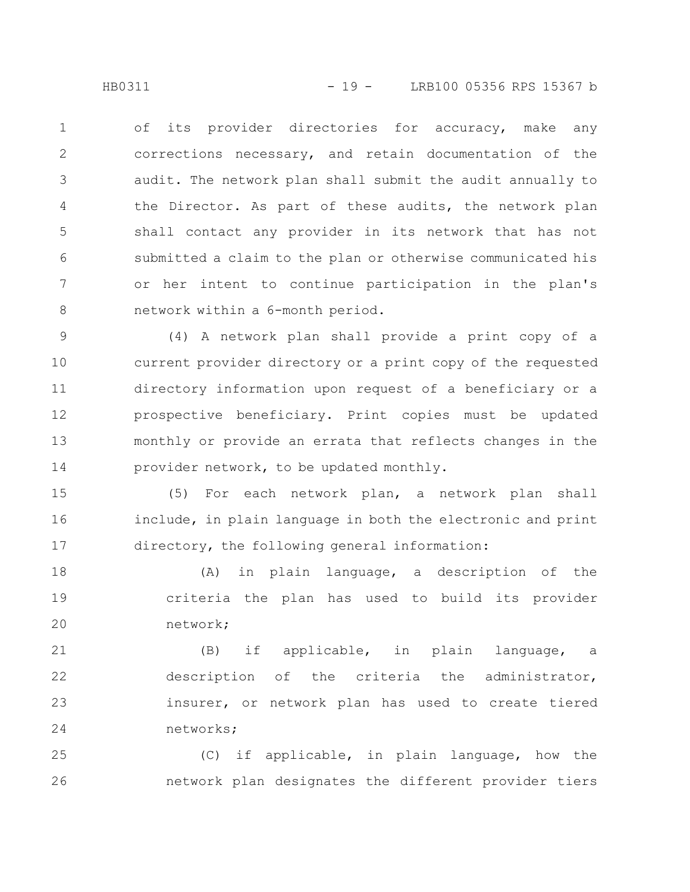of its provider directories for accuracy, make any corrections necessary, and retain documentation of the audit. The network plan shall submit the audit annually to the Director. As part of these audits, the network plan shall contact any provider in its network that has not submitted a claim to the plan or otherwise communicated his or her intent to continue participation in the plan's network within a 6-month period.

(4) A network plan shall provide a print copy of a current provider directory or a print copy of the requested directory information upon request of a beneficiary or a prospective beneficiary. Print copies must be updated monthly or provide an errata that reflects changes in the provider network, to be updated monthly.

(5) For each network plan, a network plan shall include, in plain language in both the electronic and print directory, the following general information:

(A) in plain language, a description of the criteria the plan has used to build its provider network;

(B) if applicable, in plain language, a description of the criteria the administrator, insurer, or network plan has used to create tiered networks;

(C) if applicable, in plain language, how the network plan designates the different provider tiers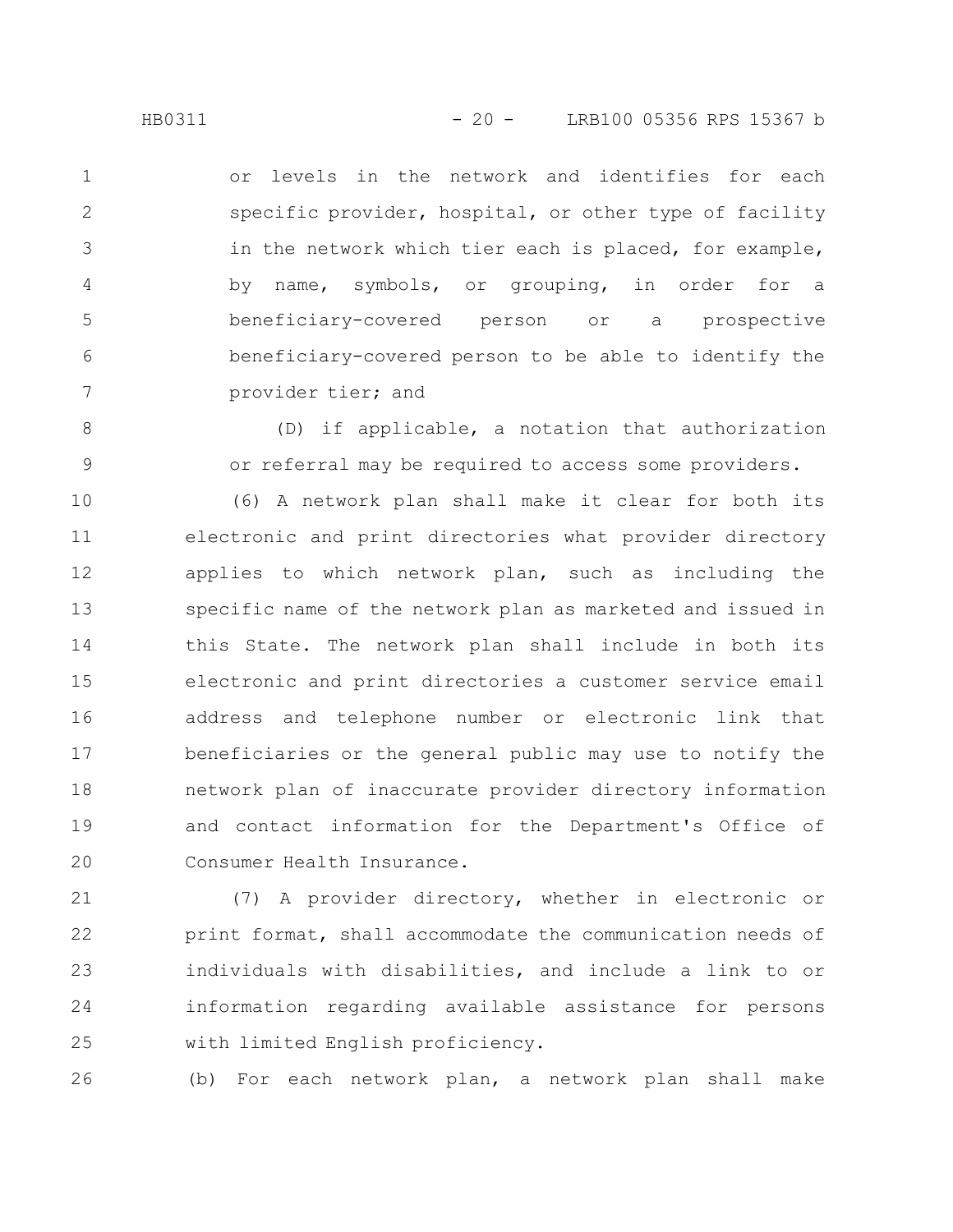or levels in the network and identifies for each specific provider, hospital, or other type of facility in the network which tier each is placed, for example, by name, symbols, or grouping, in order for a beneficiary-covered person or a prospective beneficiary-covered person to be able to identify the provider tier; and

(D) if applicable, a notation that authorization or referral may be required to access some providers.

(6) A network plan shall make it clear for both its electronic and print directories what provider directory applies to which network plan, such as including the specific name of the network plan as marketed and issued in this State. The network plan shall include in both its electronic and print directories a customer service email address and telephone number or electronic link that beneficiaries or the general public may use to notify the network plan of inaccurate provider directory information and contact information for the Department's Office of Consumer Health Insurance.

(7) A provider directory, whether in electronic or print format, shall accommodate the communication needs of individuals with disabilities, and include a link to or information regarding available assistance for persons with limited English proficiency.

(b) For each network plan, a network plan shall make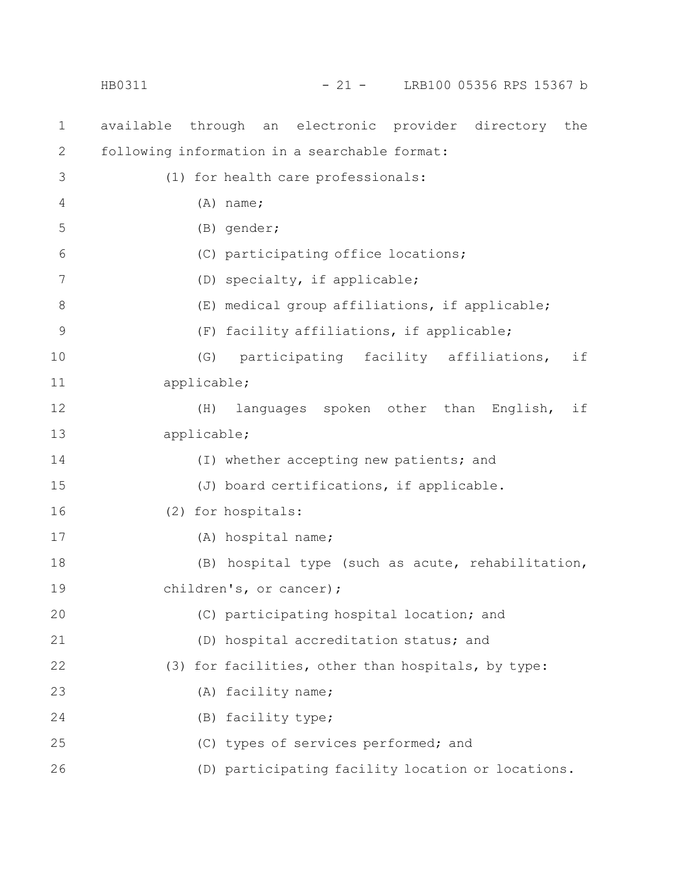available through an electronic provider directory the following information in a searchable format:

(1) for health care professionals:

(A) name;

(B) gender;

(C) participating office locations;

(D) specialty, if applicable;

(E) medical group affiliations, if applicable;

(F) facility affiliations, if applicable;

(G) participating facility affiliations, if applicable;

(H) languages spoken other than English, if applicable;

(I) whether accepting new patients; and

(J) board certifications, if applicable.

(2) for hospitals:

(A) hospital name;

(B) hospital type (such as acute, rehabilitation, children's, or cancer);

(C) participating hospital location; and

(D) hospital accreditation status; and

(3) for facilities, other than hospitals, by type:

(A) facility name;

(B) facility type;

(C) types of services performed; and

(D) participating facility location or locations.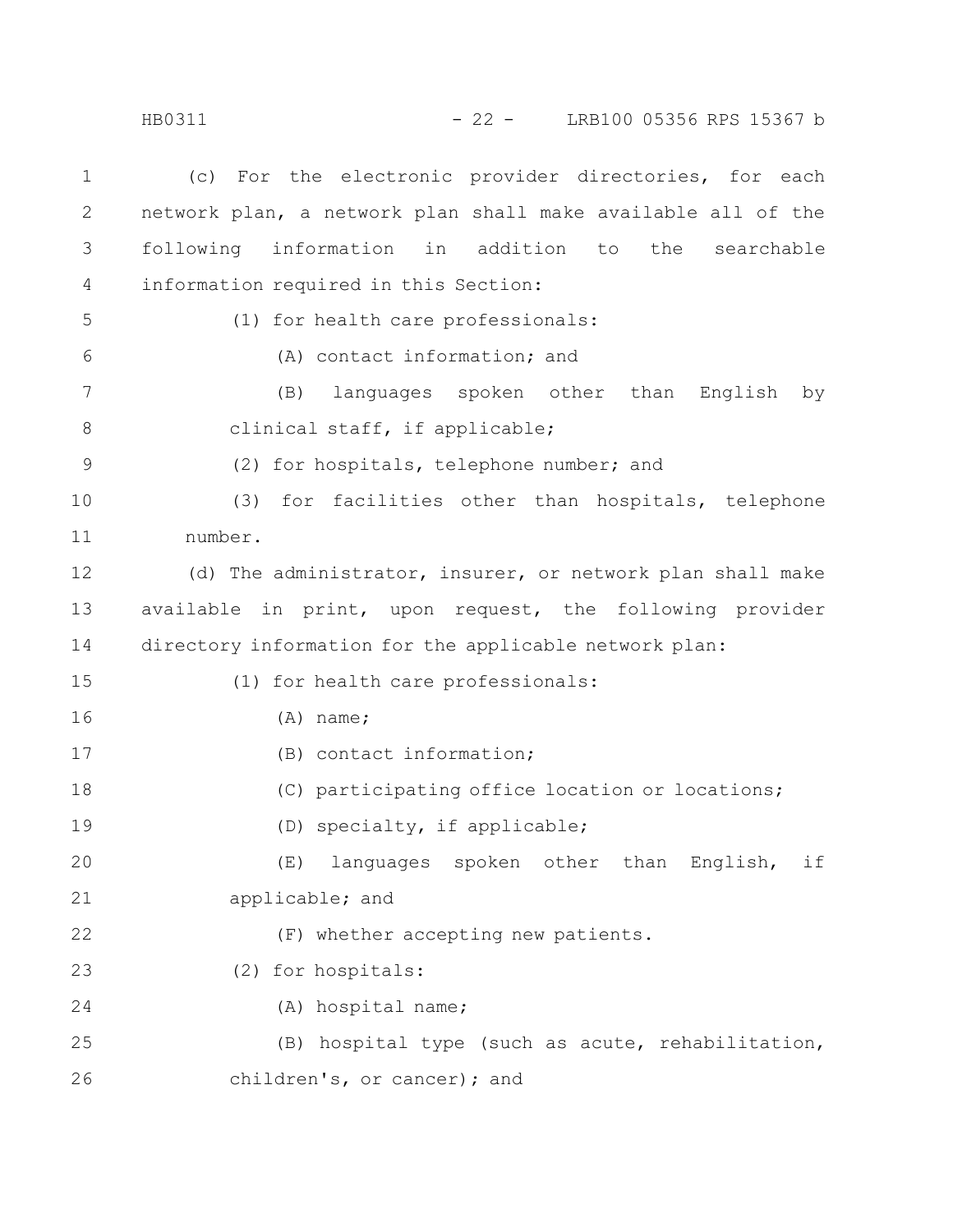(c) For the electronic provider directories, for each network plan, a network plan shall make available all of the following information in addition to the searchable information required in this Section:

(1) for health care professionals:

(A) contact information; and

(B) languages spoken other than English by clinical staff, if applicable;

(2) for hospitals, telephone number; and

(3) for facilities other than hospitals, telephone number.

(d) The administrator, insurer, or network plan shall make available in print, upon request, the following provider directory information for the applicable network plan:

(1) for health care professionals:

(A) name;

(B) contact information;

(C) participating office location or locations;

(D) specialty, if applicable;

(E) languages spoken other than English, if applicable; and

(F) whether accepting new patients.

(2) for hospitals:

(A) hospital name;

(B) hospital type (such as acute, rehabilitation, children's, or cancer); and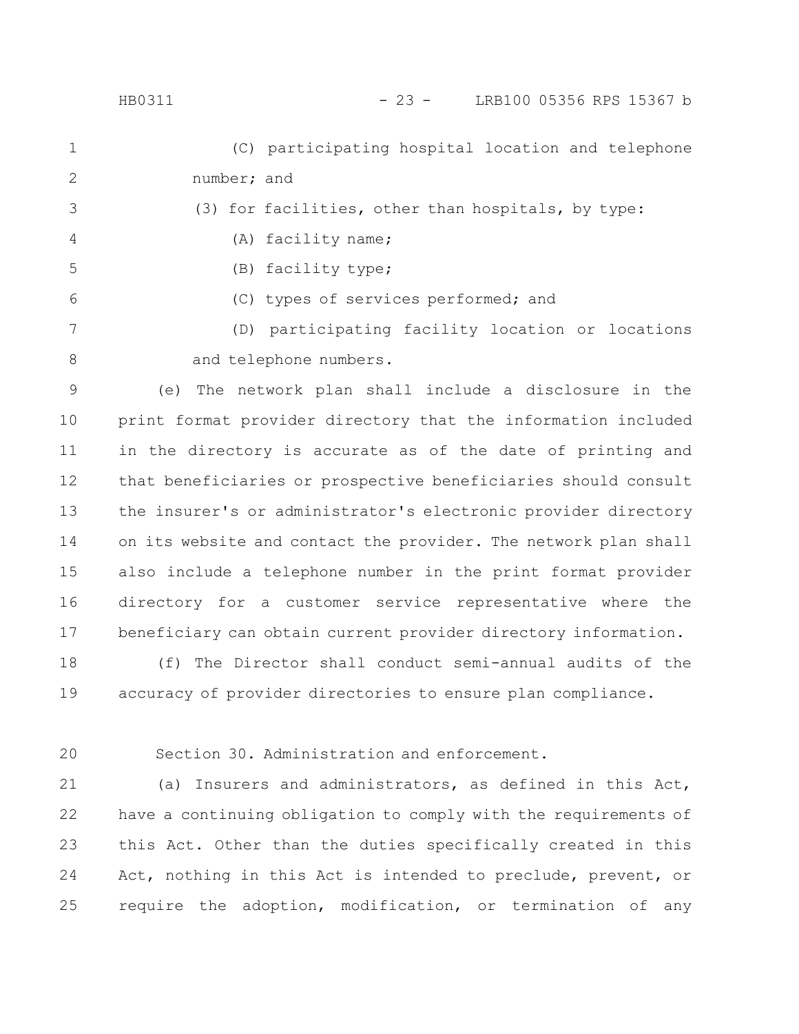(C) participating hospital location and telephone number; and

(3) for facilities, other than hospitals, by type:

(A) facility name;

(B) facility type;

(C) types of services performed; and

(D) participating facility location or locations and telephone numbers.

(e) The network plan shall include a disclosure in the print format provider directory that the information included in the directory is accurate as of the date of printing and that beneficiaries or prospective beneficiaries should consult the insurer's or administrator's electronic provider directory on its website and contact the provider. The network plan shall also include a telephone number in the print format provider directory for a customer service representative where the beneficiary can obtain current provider directory information.

(f) The Director shall conduct semi-annual audits of the accuracy of provider directories to ensure plan compliance.

Section 30. Administration and enforcement.

(a) Insurers and administrators, as defined in this Act, have a continuing obligation to comply with the requirements of this Act. Other than the duties specifically created in this Act, nothing in this Act is intended to preclude, prevent, or require the adoption, modification, or termination of any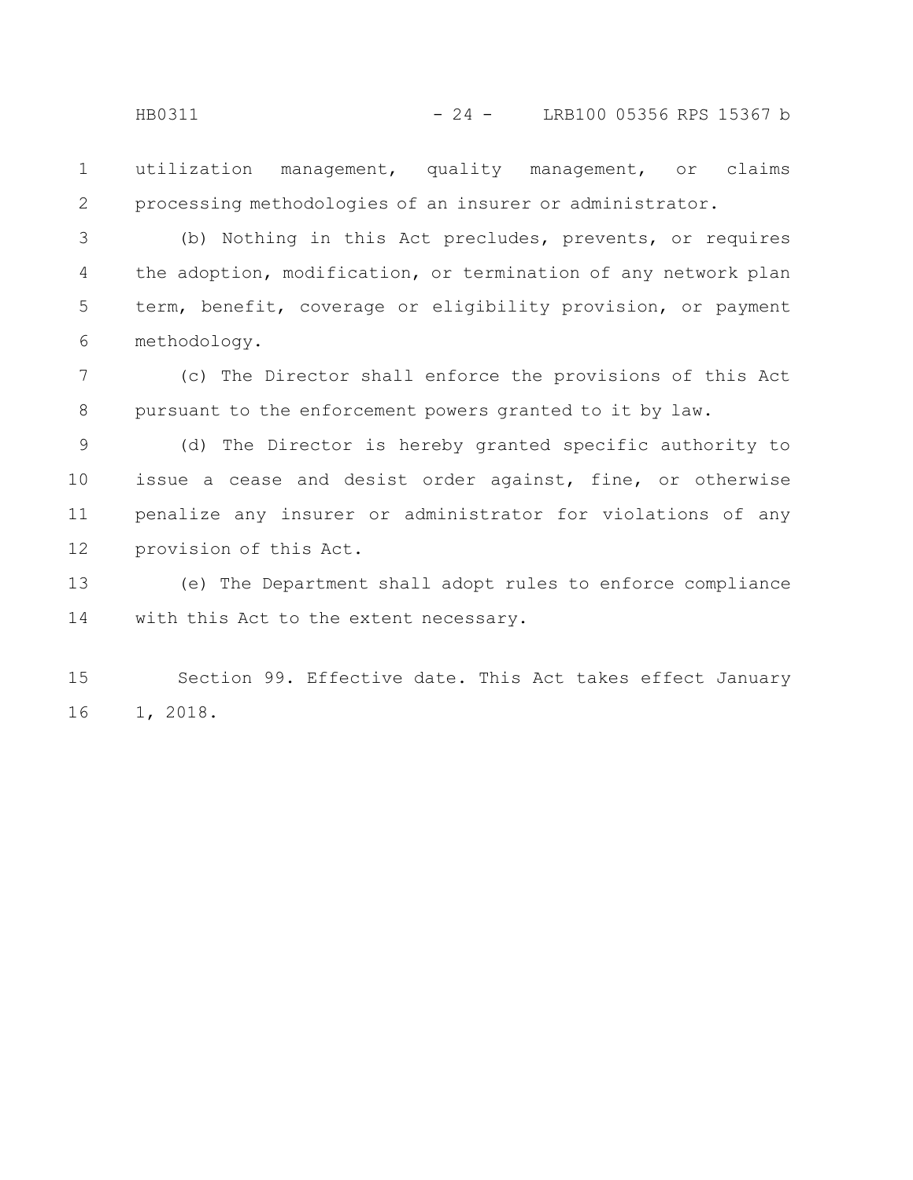utilization management, quality management, or claims processing methodologies of an insurer or administrator.

(b) Nothing in this Act precludes, prevents, or requires the adoption, modification, or termination of any network plan term, benefit, coverage or eligibility provision, or payment methodology.

(c) The Director shall enforce the provisions of this Act pursuant to the enforcement powers granted to it by law.

(d) The Director is hereby granted specific authority to issue a cease and desist order against, fine, or otherwise penalize any insurer or administrator for violations of any provision of this Act.

(e) The Department shall adopt rules to enforce compliance with this Act to the extent necessary.

Section 99. Effective date. This Act takes effect January 1, 2018.